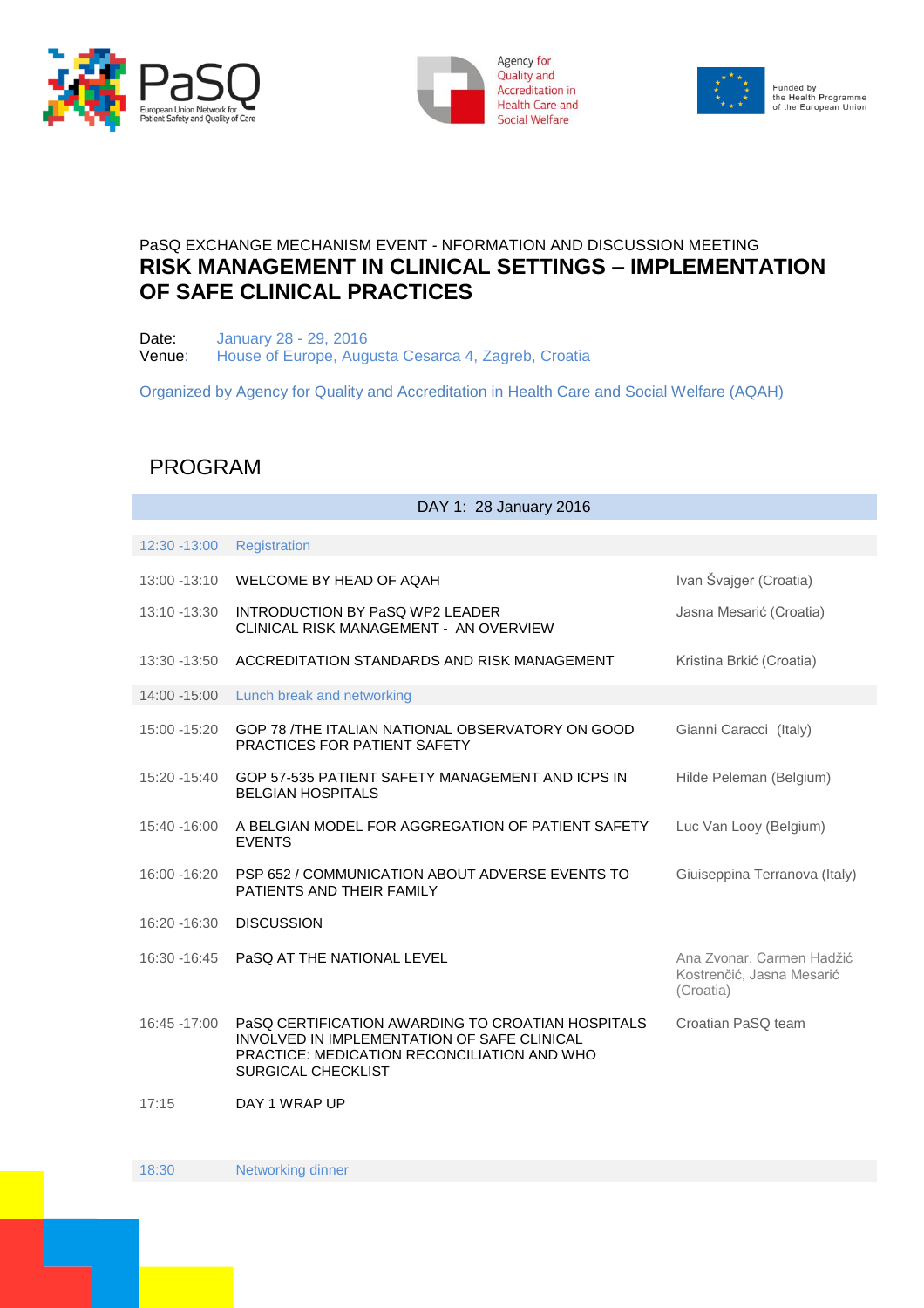PaSQ European Union Network for Patient Safety and Quality of Care

Agency for Quality and Accreditation in Health Care and Social Welfare

Funded by the Health Programme of the European Union

PaSQ EXCHANGE MECHANISM EVENT - NFORMATION AND DISCUSSION MEETING

# RISK MANAGEMENT IN CLINICAL SETTINGS – IMPLEMENTATION OF SAFE CLINICAL PRACTICES

Date: January 28 - 29, 2016
Venue: House of Europe, Augusta Cesarca 4, Zagreb, Croatia

Organized by Agency for Quality and Accreditation in Health Care and Social Welfare (AQAH)

## PROGRAM

| DAY 1: 28 January 2016 | | |
|---|---|---|
| 12:30 -13:00 | Registration | |
| 13:00 -13:10 | WELCOME BY HEAD OF AQAH | Ivan Švajger (Croatia) |
| 13:10 -13:30 | INTRODUCTION BY PaSQ WP2 LEADER<br>CLINICAL RISK MANAGEMENT - AN OVERVIEW | Jasna Mesarić (Croatia) |
| 13:30 -13:50 | ACCREDITATION STANDARDS AND RISK MANAGEMENT | Kristina Brkić (Croatia) |
| 14:00 -15:00 | Lunch break and networking | |
| 15:00 -15:20 | GOP 78 /THE ITALIAN NATIONAL OBSERVATORY ON GOOD PRACTICES FOR PATIENT SAFETY | Gianni Caracci (Italy) |
| 15:20 -15:40 | GOP 57-535 PATIENT SAFETY MANAGEMENT AND ICPS IN BELGIAN HOSPITALS | Hilde Peleman (Belgium) |
| 15:40 -16:00 | A BELGIAN MODEL FOR AGGREGATION OF PATIENT SAFETY EVENTS | Luc Van Looy (Belgium) |
| 16:00 -16:20 | PSP 652 / COMMUNICATION ABOUT ADVERSE EVENTS TO PATIENTS AND THEIR FAMILY | Giuiseppina Terranova (Italy) |
| 16:20 -16:30 | DISCUSSION | |
| 16:30 -16:45 | PaSQ AT THE NATIONAL LEVEL | Ana Zvonar, Carmen Hadžić Kostrenčić, Jasna Mesarić (Croatia) |
| 16:45 -17:00 | PaSQ CERTIFICATION AWARDING TO CROATIAN HOSPITALS INVOLVED IN IMPLEMENTATION OF SAFE CLINICAL PRACTICE: MEDICATION RECONCILIATION AND WHO SURGICAL CHECKLIST | Croatian PaSQ team |
| 17:15 | DAY 1 WRAP UP | |
| 18:30 | Networking dinner | |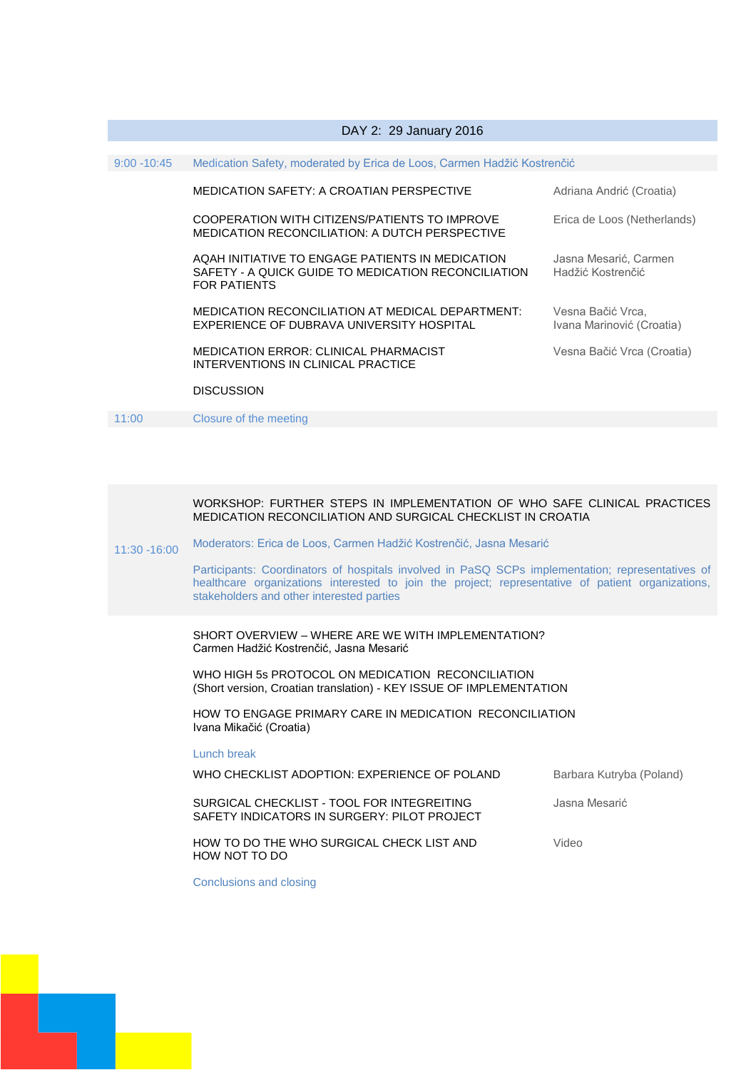## DAY 2: 29 January 2016

| | | |
|---|---|---|
| 9:00 -10:45 | Medication Safety, moderated by Erica de Loos, Carmen Hadžić Kostrenčić | |
| | MEDICATION SAFETY: A CROATIAN PERSPECTIVE | Adriana Andrić (Croatia) |
| | COOPERATION WITH CITIZENS/PATIENTS TO IMPROVE MEDICATION RECONCILIATION: A DUTCH PERSPECTIVE | Erica de Loos (Netherlands) |
| | AQAH INITIATIVE TO ENGAGE PATIENTS IN MEDICATION SAFETY - A QUICK GUIDE TO MEDICATION RECONCILIATION FOR PATIENTS | Jasna Mesarić, Carmen Hadžić Kostrenčić |
| | MEDICATION RECONCILIATION AT MEDICAL DEPARTMENT: EXPERIENCE OF DUBRAVA UNIVERSITY HOSPITAL | Vesna Bačić Vrca, Ivana Marinović (Croatia) |
| | MEDICATION ERROR: CLINICAL PHARMACIST INTERVENTIONS IN CLINICAL PRACTICE | Vesna Bačić Vrca (Croatia) |
| | DISCUSSION | |
| 11:00 | Closure of the meeting | |

| | | |
|---|---|---|
| 11:30 -16:00 | WORKSHOP: FURTHER STEPS IN IMPLEMENTATION OF WHO SAFE CLINICAL PRACTICES MEDICATION RECONCILIATION AND SURGICAL CHECKLIST IN CROATIA<br><br>Moderators: Erica de Loos, Carmen Hadžić Kostrenčić, Jasna Mesarić<br><br>Participants: Coordinators of hospitals involved in PaSQ SCPs implementation; representatives of healthcare organizations interested to join the project; representative of patient organizations, stakeholders and other interested parties | |
| | SHORT OVERVIEW – WHERE ARE WE WITH IMPLEMENTATION?<br>Carmen Hadžić Kostrenčić, Jasna Mesarić | |
| | WHO HIGH 5s PROTOCOL ON MEDICATION RECONCILIATION (Short version, Croatian translation) - KEY ISSUE OF IMPLEMENTATION | |
| | HOW TO ENGAGE PRIMARY CARE IN MEDICATION RECONCILIATION<br>Ivana Mikačić (Croatia) | |
| | Lunch break | |
| | WHO CHECKLIST ADOPTION: EXPERIENCE OF POLAND | Barbara Kutryba (Poland) |
| | SURGICAL CHECKLIST - TOOL FOR INTEGREITING SAFETY INDICATORS IN SURGERY: PILOT PROJECT | Jasna Mesarić |
| | HOW TO DO THE WHO SURGICAL CHECK LIST AND HOW NOT TO DO | Video |
| | Conclusions and closing | |